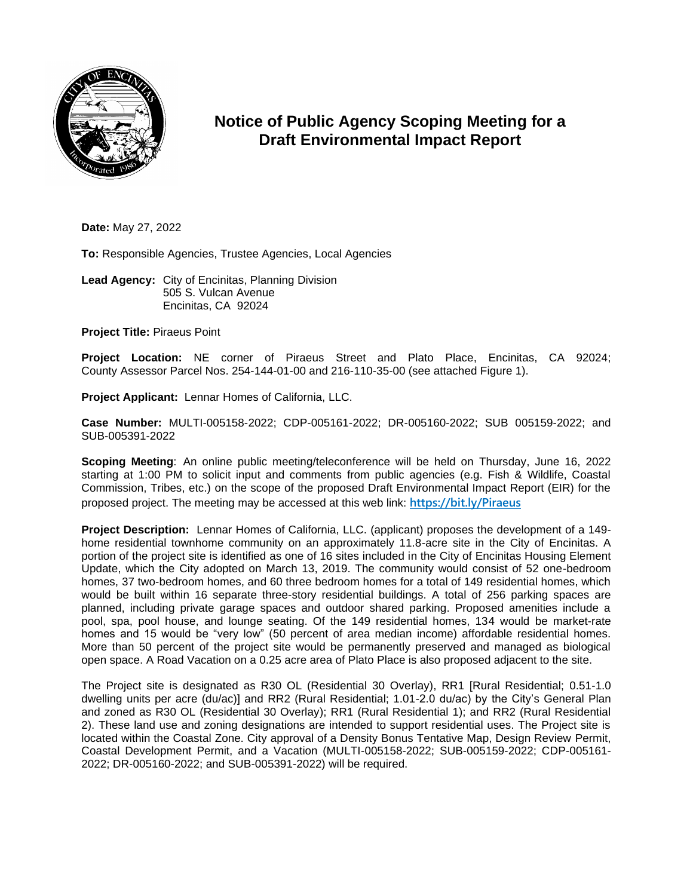# Notice of Public Agency Scoping Meeting for a Draft Environmental Impact Report

**Date:** May 27, 2022

**To:** Responsible Agencies, Trustee Agencies, Local Agencies

**Lead Agency:** City of Encinitas, Planning Division
505 S. Vulcan Avenue
Encinitas, CA 92024

**Project Title:** Piraeus Point

**Project Location:** NE corner of Piraeus Street and Plato Place, Encinitas, CA 92024; County Assessor Parcel Nos. 254-144-01-00 and 216-110-35-00 (see attached Figure 1).

**Project Applicant:** Lennar Homes of California, LLC.

**Case Number:** MULTI-005158-2022; CDP-005161-2022; DR-005160-2022; SUB 005159-2022; and SUB-005391-2022

**Scoping Meeting**: An online public meeting/teleconference will be held on Thursday, June 16, 2022 starting at 1:00 PM to solicit input and comments from public agencies (e.g. Fish & Wildlife, Coastal Commission, Tribes, etc.) on the scope of the proposed Draft Environmental Impact Report (EIR) for the proposed project. The meeting may be accessed at this web link: **https://bit.ly/Piraeus**

**Project Description:** Lennar Homes of California, LLC. (applicant) proposes the development of a 149-home residential townhome community on an approximately 11.8-acre site in the City of Encinitas. A portion of the project site is identified as one of 16 sites included in the City of Encinitas Housing Element Update, which the City adopted on March 13, 2019. The community would consist of 52 one-bedroom homes, 37 two-bedroom homes, and 60 three bedroom homes for a total of 149 residential homes, which would be built within 16 separate three-story residential buildings. A total of 256 parking spaces are planned, including private garage spaces and outdoor shared parking. Proposed amenities include a pool, spa, pool house, and lounge seating. Of the 149 residential homes, 134 would be market-rate homes and 15 would be "very low" (50 percent of area median income) affordable residential homes. More than 50 percent of the project site would be permanently preserved and managed as biological open space. A Road Vacation on a 0.25 acre area of Plato Place is also proposed adjacent to the site.

The Project site is designated as R30 OL (Residential 30 Overlay), RR1 [Rural Residential; 0.51-1.0 dwelling units per acre (du/ac)] and RR2 (Rural Residential; 1.01-2.0 du/ac) by the City's General Plan and zoned as R30 OL (Residential 30 Overlay); RR1 (Rural Residential 1); and RR2 (Rural Residential 2). These land use and zoning designations are intended to support residential uses. The Project site is located within the Coastal Zone. City approval of a Density Bonus Tentative Map, Design Review Permit, Coastal Development Permit, and a Vacation (MULTI-005158-2022; SUB-005159-2022; CDP-005161-2022; DR-005160-2022; and SUB-005391-2022) will be required.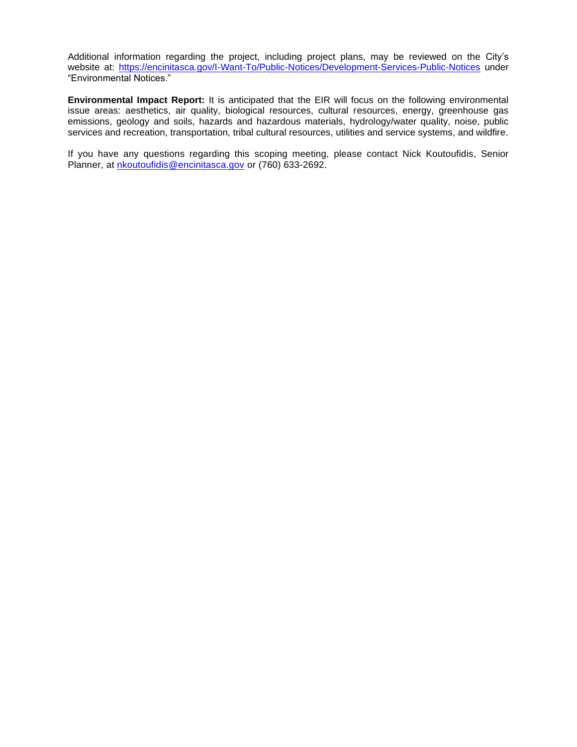Additional information regarding the project, including project plans, may be reviewed on the City's website at: [https://encinitasca.gov/I-Want-To/Public-Notices/Development-Services-Public-Notices](https://encinitasca.gov/I-Want-To/Public-Notices/Development-Services-Public-Notices) under "Environmental Notices."

**Environmental Impact Report:** It is anticipated that the EIR will focus on the following environmental issue areas: aesthetics, air quality, biological resources, cultural resources, energy, greenhouse gas emissions, geology and soils, hazards and hazardous materials, hydrology/water quality, noise, public services and recreation, transportation, tribal cultural resources, utilities and service systems, and wildfire.

If you have any questions regarding this scoping meeting, please contact Nick Koutoufidis, Senior Planner, at [nkoutoufidis@encinitasca.gov](mailto:nkoutoufidis@encinitasca.gov) or (760) 633-2692.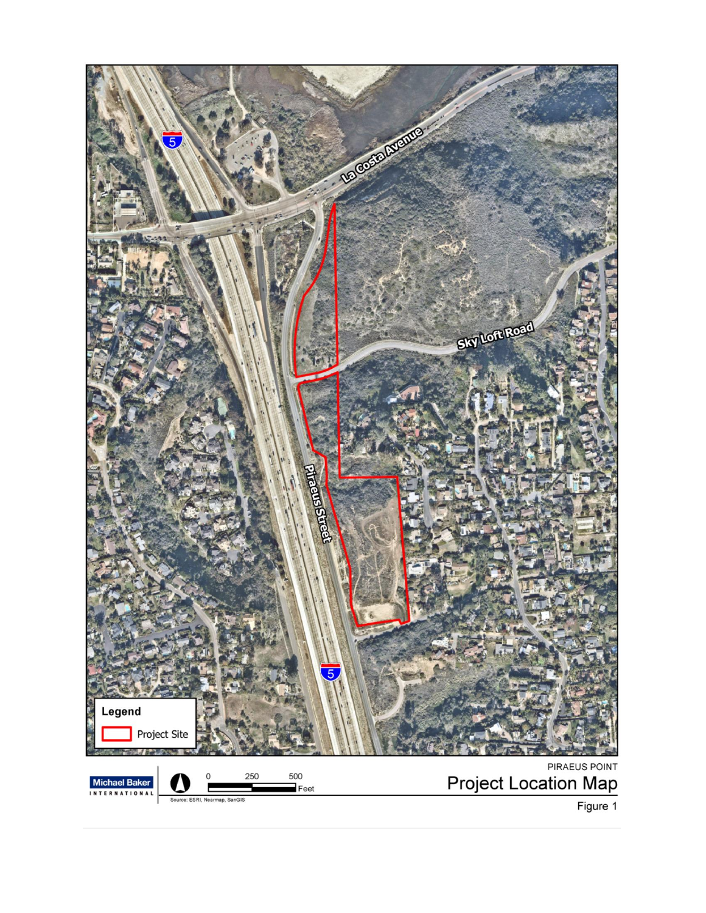La Costa Avenue

Sky Loft Road

Piraeus Street

5

5

Legend

Project Site

Michael Baker INTERNATIONAL

0 250 500 Feet

Source: ESRI, Nearmap, SanGIS

PIRAEUS POINT

Project Location Map

Figure 1